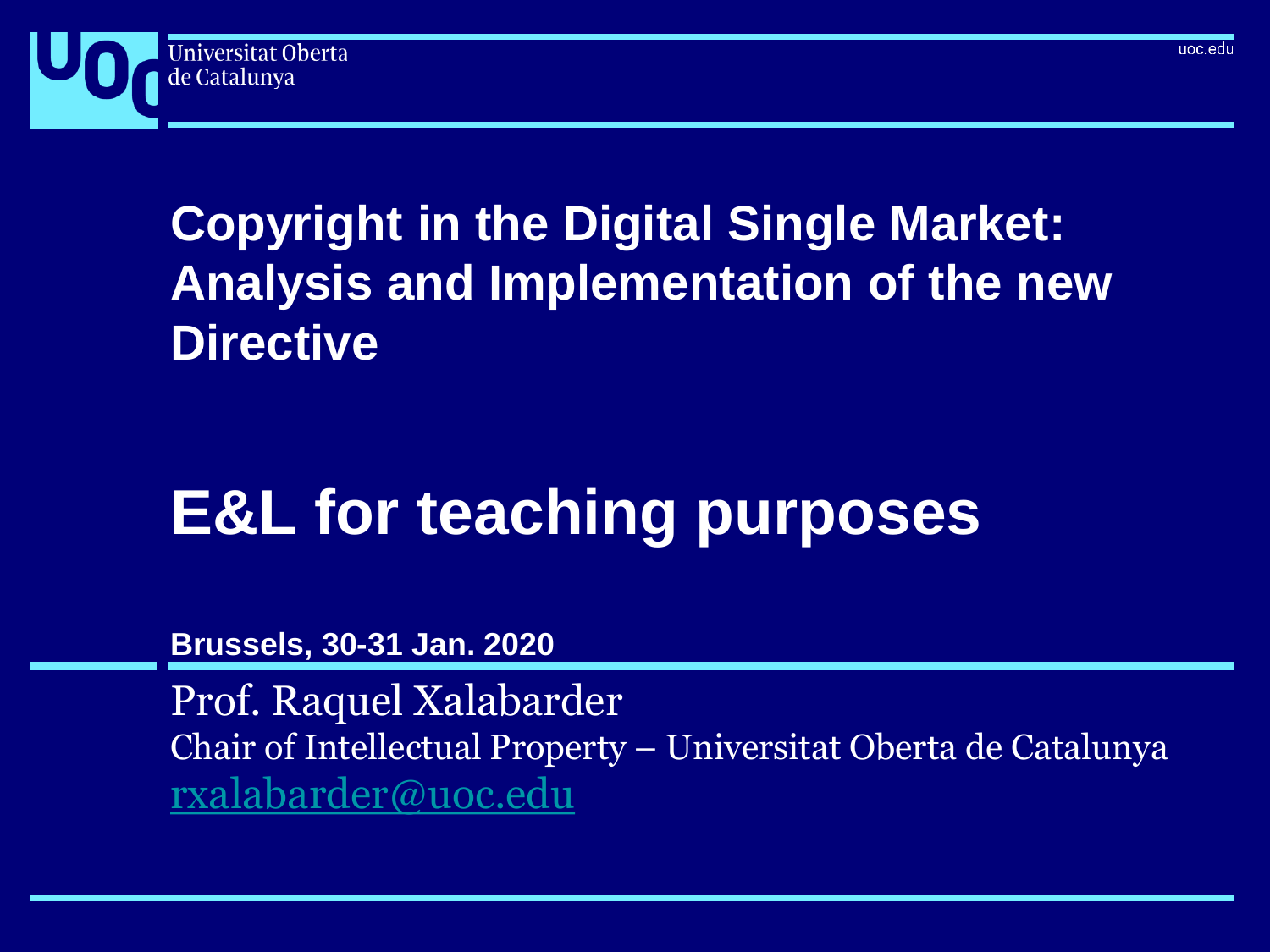Universitat Oberta de Catalunya

uoc.edu

# Copyright in the Digital Single Market: Analysis and Implementation of the new Directive

# E&L for teaching purposes

**Brussels, 30-31 Jan. 2020**

Prof. Raquel Xalabarder

Chair of Intellectual Property – Universitat Oberta de Catalunya

rxalabarder@uoc.edu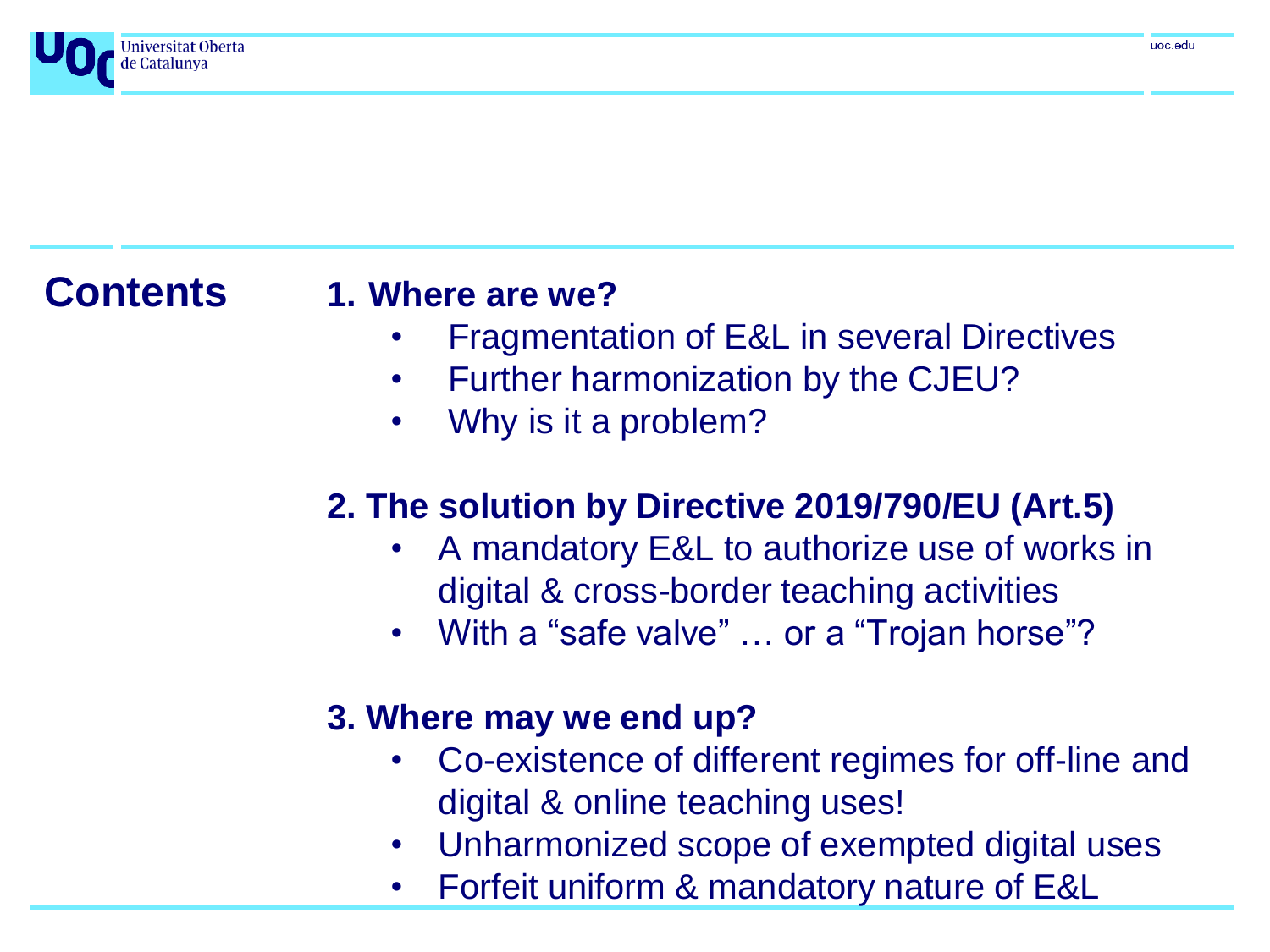# Contents

**1. Where are we?**

- Fragmentation of E&L in several Directives
- Further harmonization by the CJEU?
- Why is it a problem?

**2. The solution by Directive 2019/790/EU (Art.5)**

- A mandatory E&L to authorize use of works in digital & cross-border teaching activities
- With a "safe valve" … or a "Trojan horse"?

**3. Where may we end up?**

- Co-existence of different regimes for off-line and digital & online teaching uses!
- Unharmonized scope of exempted digital uses
- Forfeit uniform & mandatory nature of E&L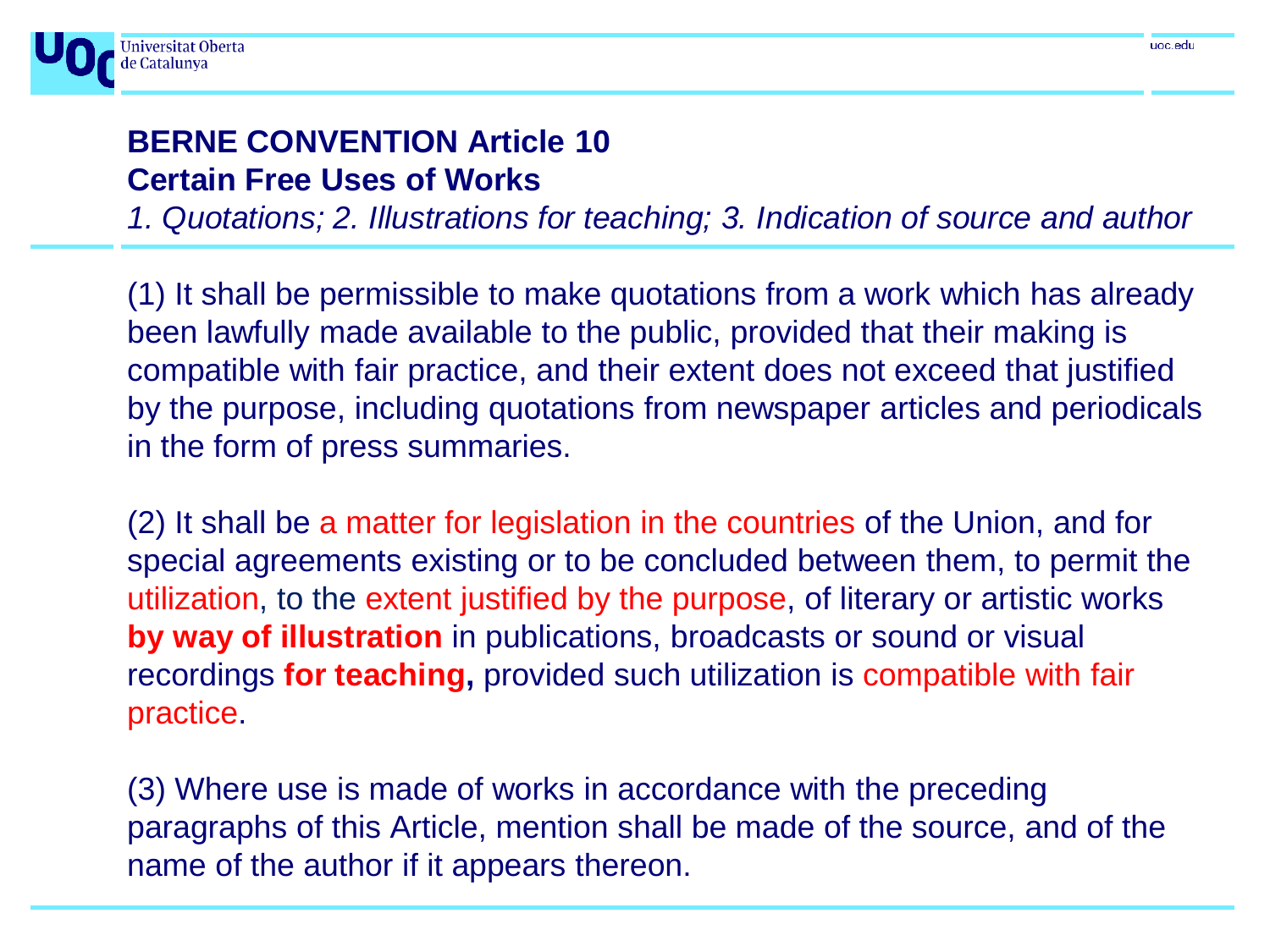## BERNE CONVENTION Article 10
## Certain Free Uses of Works

*1. Quotations; 2. Illustrations for teaching; 3. Indication of source and author*

(1) It shall be permissible to make quotations from a work which has already been lawfully made available to the public, provided that their making is compatible with fair practice, and their extent does not exceed that justified by the purpose, including quotations from newspaper articles and periodicals in the form of press summaries.

(2) It shall be a matter for legislation in the countries of the Union, and for special agreements existing or to be concluded between them, to permit the utilization, to the extent justified by the purpose, of literary or artistic works **by way of illustration** in publications, broadcasts or sound or visual recordings **for teaching,** provided such utilization is compatible with fair practice.

(3) Where use is made of works in accordance with the preceding paragraphs of this Article, mention shall be made of the source, and of the name of the author if it appears thereon.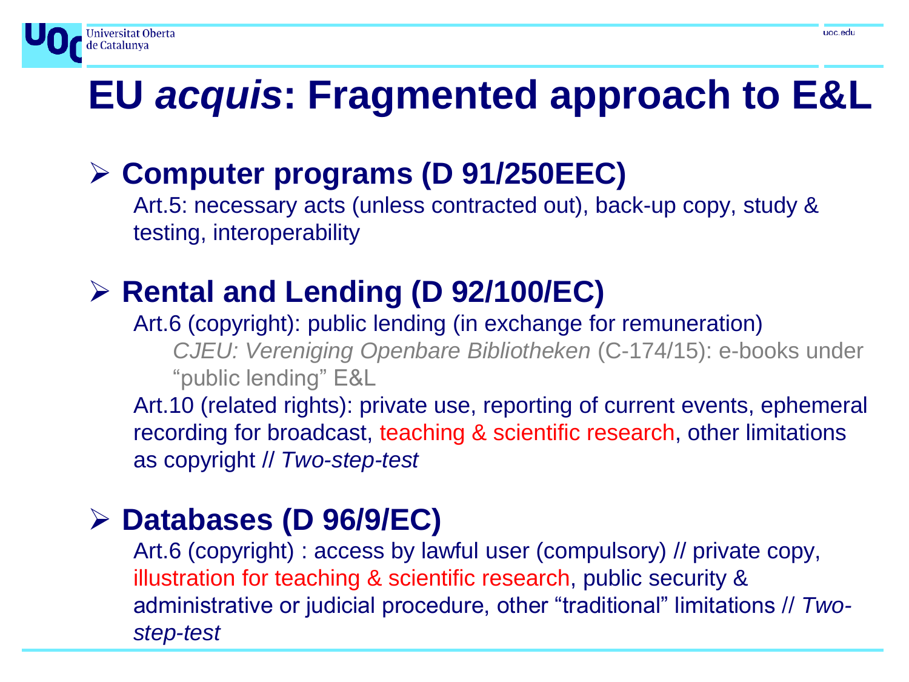# EU *acquis*: Fragmented approach to E&L

- **Computer programs (D 91/250EEC)**

  Art.5: necessary acts (unless contracted out), back-up copy, study & testing, interoperability

- **Rental and Lending (D 92/100/EC)**

  Art.6 (copyright): public lending (in exchange for remuneration)

  *CJEU: Vereniging Openbare Bibliotheken* (C-174/15): e-books under "public lending" E&L

  Art.10 (related rights): private use, reporting of current events, ephemeral recording for broadcast, teaching & scientific research, other limitations as copyright // *Two-step-test*

- **Databases (D 96/9/EC)**

  Art.6 (copyright) : access by lawful user (compulsory) // private copy, illustration for teaching & scientific research, public security & administrative or judicial procedure, other "traditional" limitations // *Two-step-test*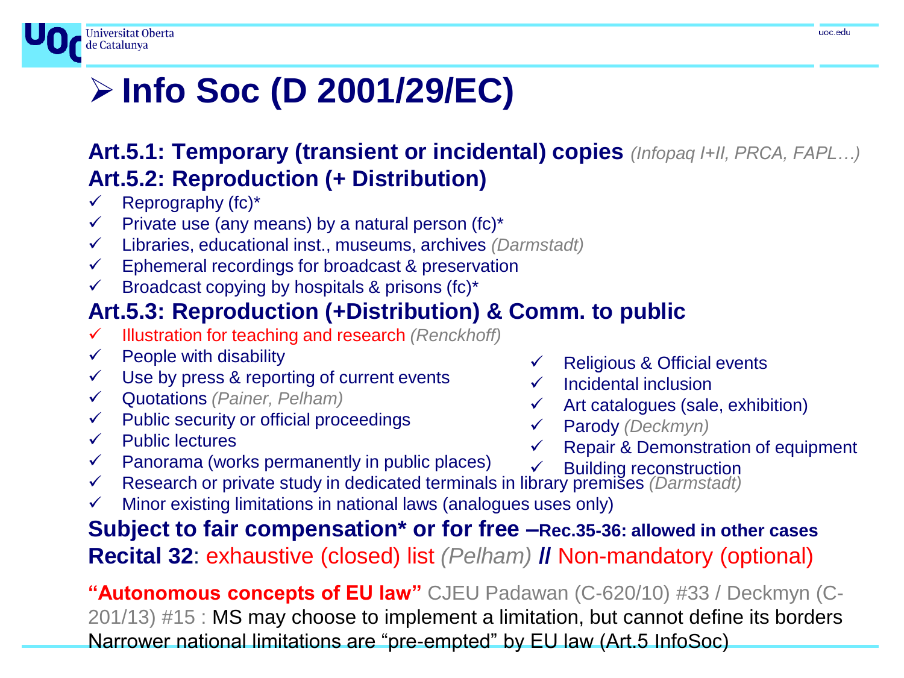# Info Soc (D 2001/29/EC)

**Art.5.1: Temporary (transient or incidental) copies** *(Infopaq I+II, PRCA, FAPL…)*

**Art.5.2: Reproduction (+ Distribution)**

- ✓ Reprography (fc)*
- ✓ Private use (any means) by a natural person (fc)*
- ✓ Libraries, educational inst., museums, archives *(Darmstadt)*
- ✓ Ephemeral recordings for broadcast & preservation
- ✓ Broadcast copying by hospitals & prisons (fc)*

**Art.5.3: Reproduction (+Distribution) & Comm. to public**

- ✓ Illustration for teaching and research *(Renckhoff)*
- ✓ People with disability
- ✓ Use by press & reporting of current events
- ✓ Quotations *(Painer, Pelham)*
- ✓ Public security or official proceedings
- ✓ Public lectures
- ✓ Panorama (works permanently in public places)
- ✓ Religious & Official events
- ✓ Incidental inclusion
- ✓ Art catalogues (sale, exhibition)
- ✓ Parody *(Deckmyn)*
- ✓ Repair & Demonstration of equipment
- ✓ Building reconstruction
- ✓ Research or private study in dedicated terminals in library premises *(Darmstadt)*
- ✓ Minor existing limitations in national laws (analogues uses only)

**Subject to fair compensation* or for free –Rec.35-36: allowed in other cases**

**Recital 32**: exhaustive (closed) list *(Pelham)* **//** Non-mandatory (optional)

**"Autonomous concepts of EU law"** CJEU Padawan (C-620/10) #33 / Deckmyn (C-201/13) #15 : MS may choose to implement a limitation, but cannot define its borders

Narrower national limitations are "pre-empted" by EU law (Art.5 InfoSoc)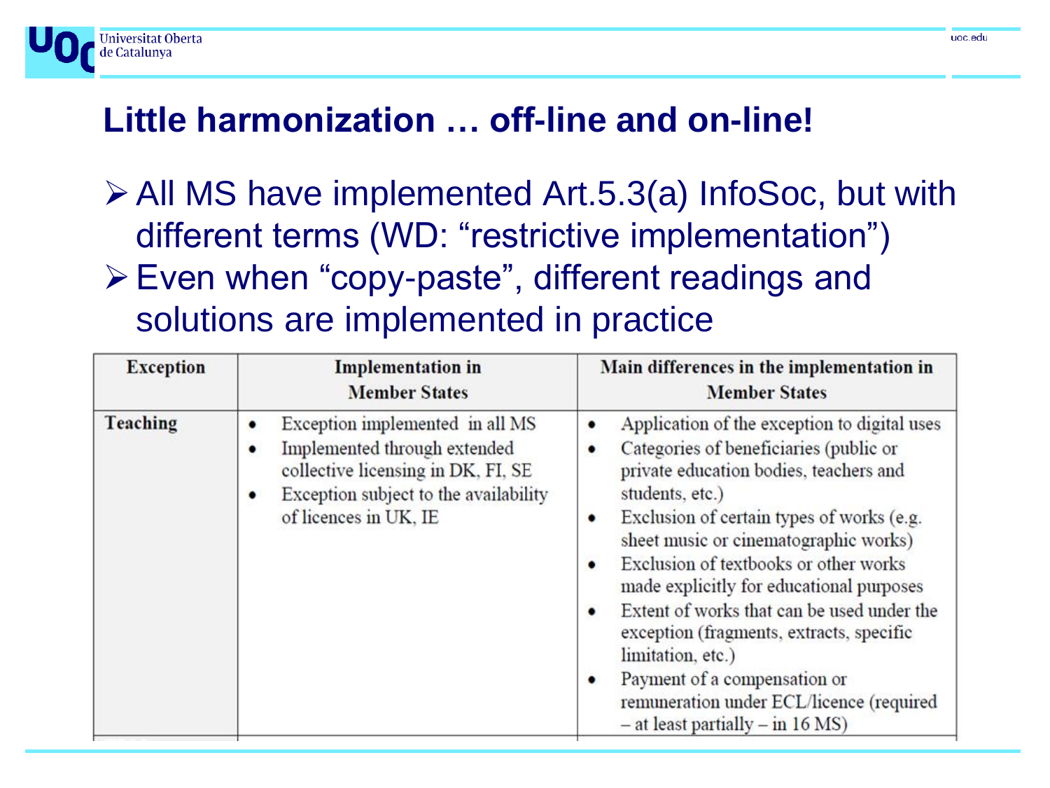## Little harmonization … off-line and on-line!

- All MS have implemented Art.5.3(a) InfoSoc, but with different terms (WD: "restrictive implementation")
- Even when "copy-paste", different readings and solutions are implemented in practice

| Exception | Implementation in Member States | Main differences in the implementation in Member States |
|---|---|---|
| Teaching | • Exception implemented in all MS<br>• Implemented through extended collective licensing in DK, FI, SE<br>• Exception subject to the availability of licences in UK, IE | • Application of the exception to digital uses<br>• Categories of beneficiaries (public or private education bodies, teachers and students, etc.)<br>• Exclusion of certain types of works (e.g. sheet music or cinematographic works)<br>• Exclusion of textbooks or other works made explicitly for educational purposes<br>• Extent of works that can be used under the exception (fragments, extracts, specific limitation, etc.)<br>• Payment of a compensation or remuneration under ECL/licence (required – at least partially – in 16 MS) |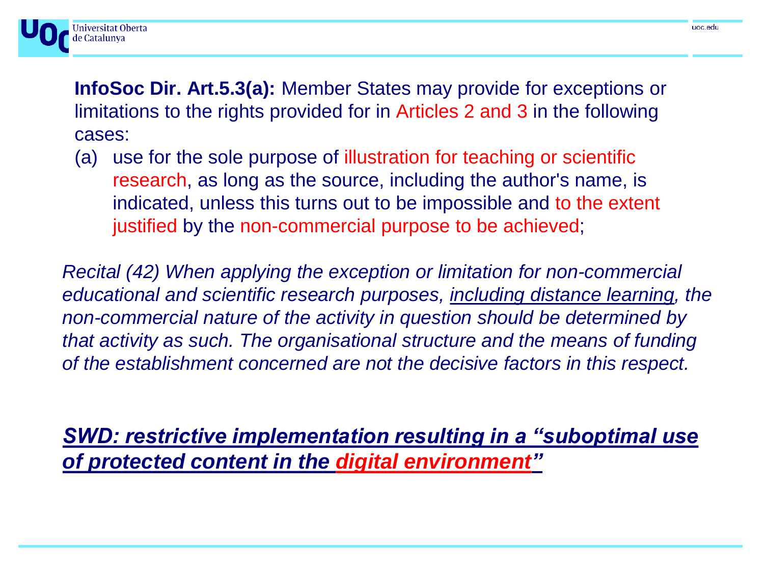**InfoSoc Dir. Art.5.3(a):** Member States may provide for exceptions or limitations to the rights provided for in Articles 2 and 3 in the following cases:

(a) use for the sole purpose of illustration for teaching or scientific research, as long as the source, including the author's name, is indicated, unless this turns out to be impossible and to the extent justified by the non-commercial purpose to be achieved;

*Recital (42) When applying the exception or limitation for non-commercial educational and scientific research purposes, <u>including distance learning</u>, the non-commercial nature of the activity in question should be determined by that activity as such. The organisational structure and the means of funding of the establishment concerned are not the decisive factors in this respect.*

***<u>SWD: restrictive implementation resulting in a "suboptimal use of protected content in the digital environment"</u>***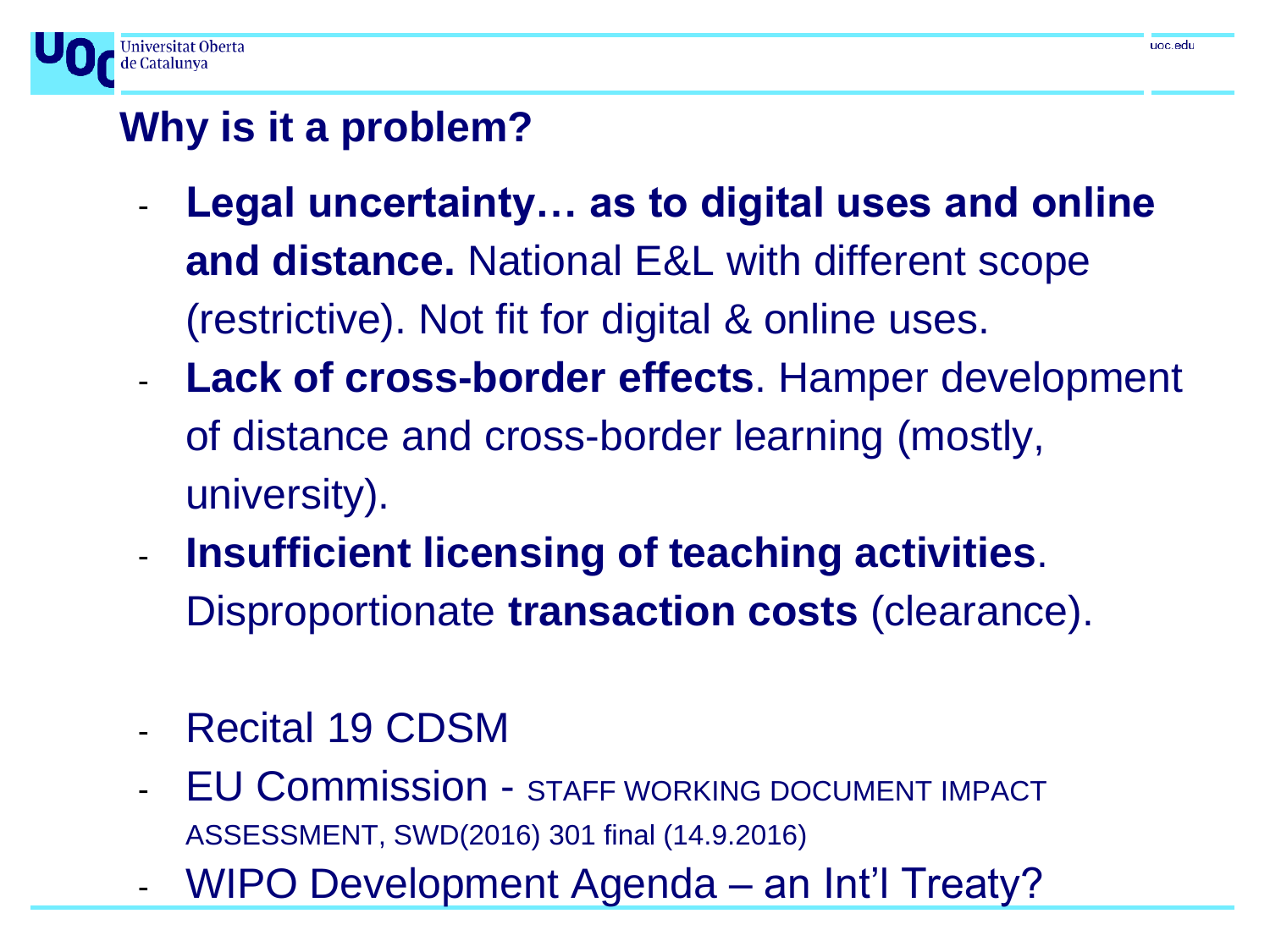## Why is it a problem?

- **Legal uncertainty… as to digital uses and online and distance.** National E&L with different scope (restrictive). Not fit for digital & online uses.
- **Lack of cross-border effects**. Hamper development of distance and cross-border learning (mostly, university).
- **Insufficient licensing of teaching activities**. Disproportionate **transaction costs** (clearance).

- Recital 19 CDSM
- EU Commission - STAFF WORKING DOCUMENT IMPACT ASSESSMENT, SWD(2016) 301 final (14.9.2016)
- WIPO Development Agenda – an Int'l Treaty?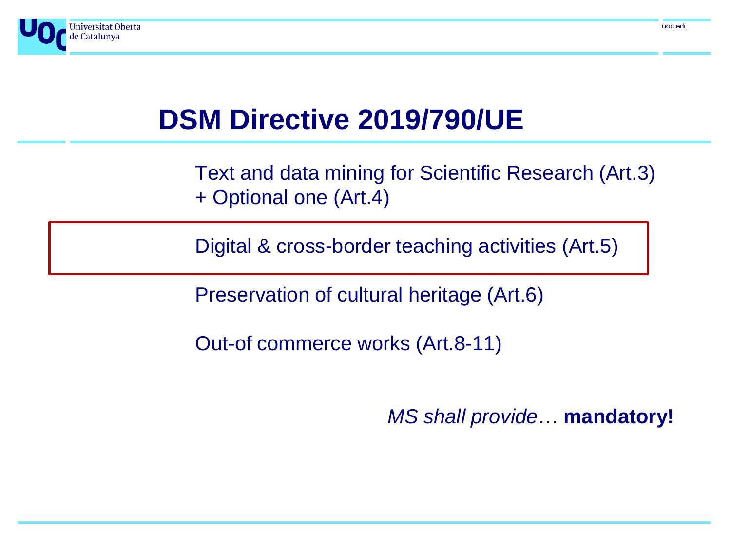# DSM Directive 2019/790/UE

Text and data mining for Scientific Research (Art.3)
+ Optional one (Art.4)

Digital & cross-border teaching activities (Art.5)

Preservation of cultural heritage (Art.6)

Out-of commerce works (Art.8-11)

*MS shall provide*… **mandatory!**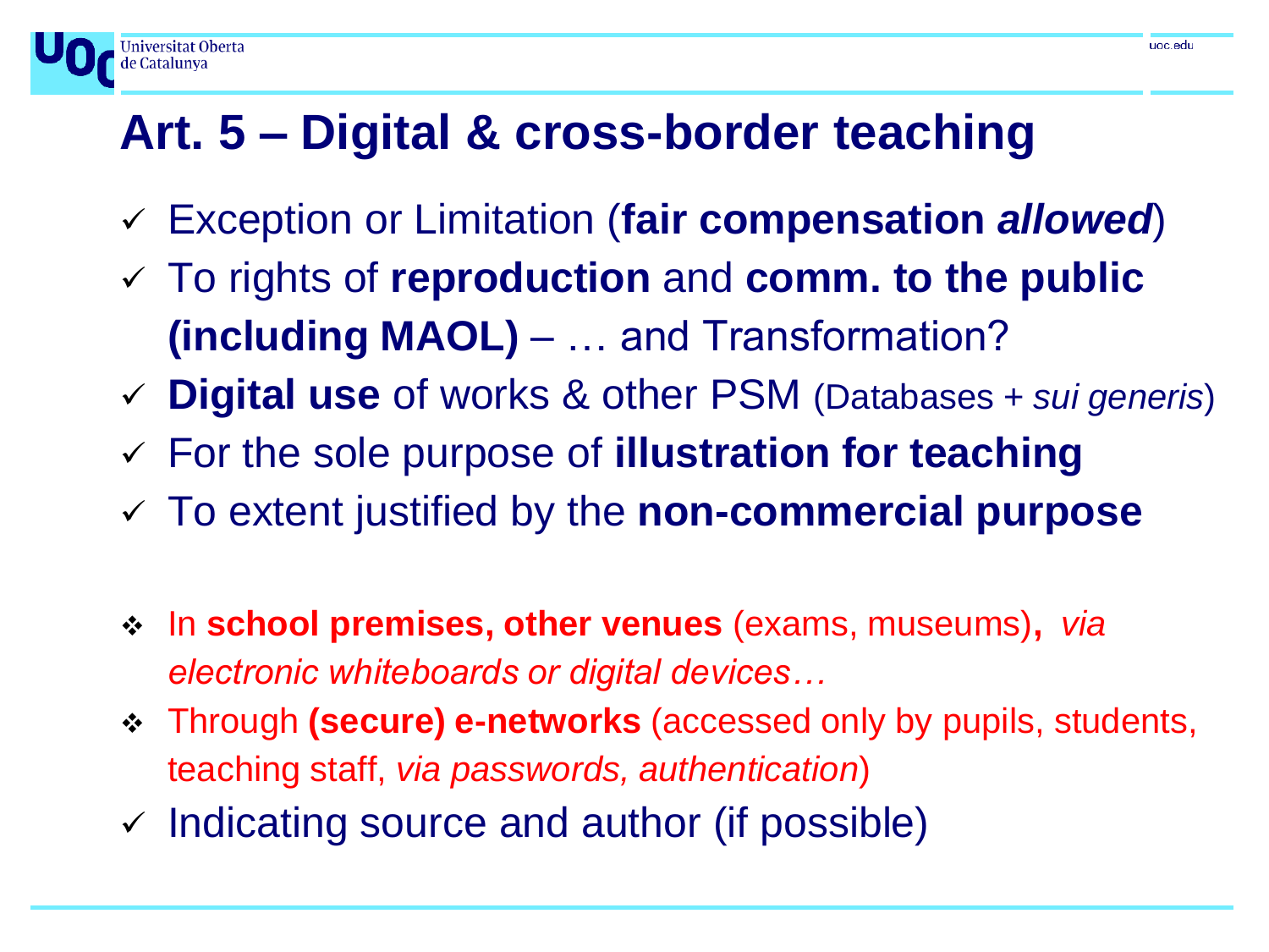# Art. 5 – Digital & cross-border teaching

- ✓ Exception or Limitation (**fair compensation *allowed***)
- ✓ To rights of **reproduction** and **comm. to the public (including MAOL)** – … and Transformation?
- ✓ **Digital use** of works & other PSM (Databases + *sui generis*)
- ✓ For the sole purpose of **illustration for teaching**
- ✓ To extent justified by the **non-commercial purpose**

- ❖ In **school premises, other venues** (exams, museums)**,** *via electronic whiteboards or digital devices…*
- ❖ Through **(secure) e-networks** (accessed only by pupils, students, teaching staff, *via passwords, authentication*)

- ✓ Indicating source and author (if possible)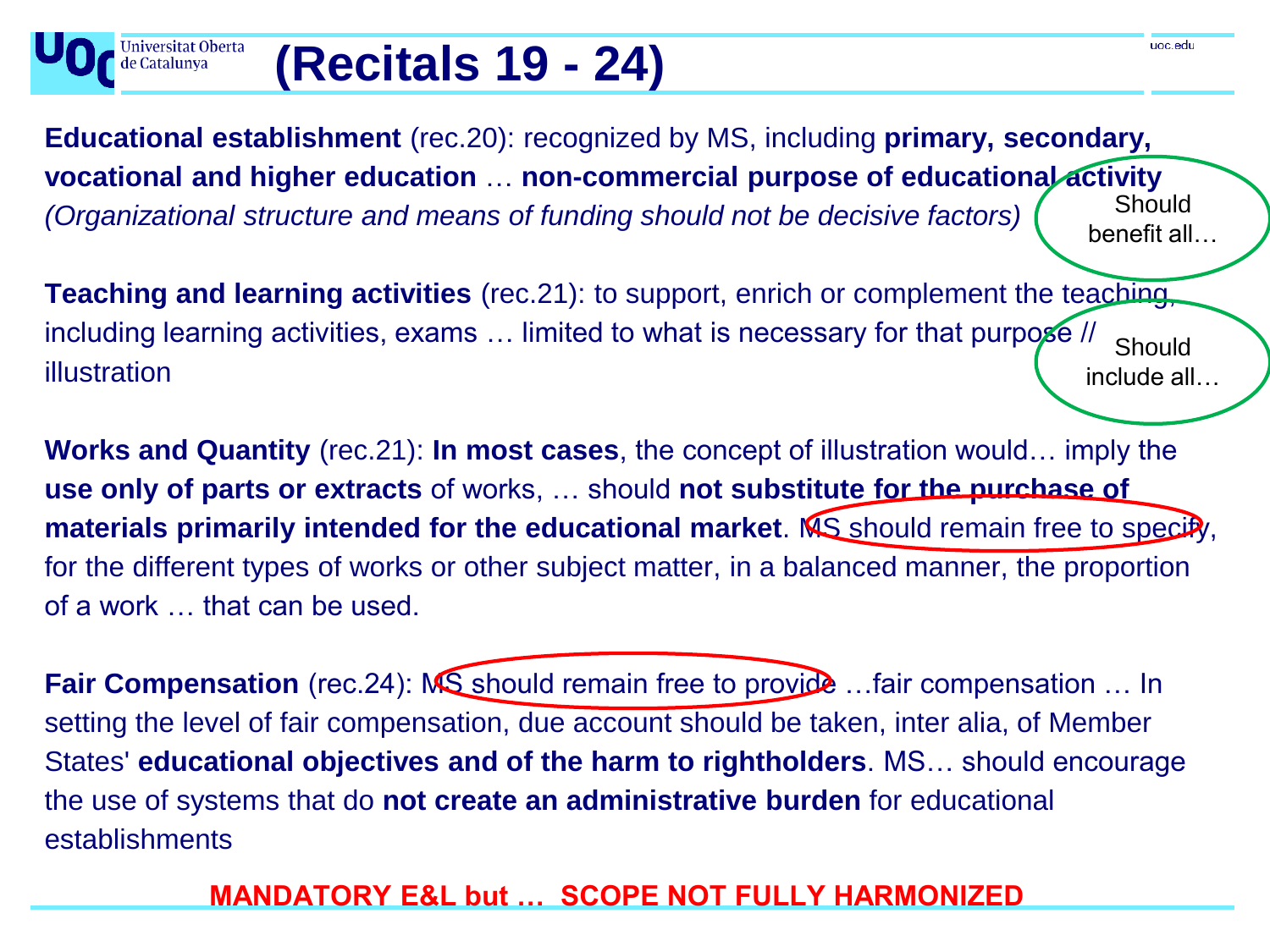# (Recitals 19 - 24)

**Educational establishment** (rec.20): recognized by MS, including **primary, secondary, vocational and higher education** … **non-commercial purpose of educational activity** *(Organizational structure and means of funding should not be decisive factors)*

Should benefit all…

**Teaching and learning activities** (rec.21): to support, enrich or complement the teaching, including learning activities, exams … limited to what is necessary for that purpose // illustration

Should include all…

**Works and Quantity** (rec.21): **In most cases**, the concept of illustration would… imply the **use only of parts or extracts** of works, … should **not substitute for the purchase of materials primarily intended for the educational market**. MS should remain free to specify, for the different types of works or other subject matter, in a balanced manner, the proportion of a work … that can be used.

**Fair Compensation** (rec.24): MS should remain free to provide …fair compensation … In setting the level of fair compensation, due account should be taken, inter alia, of Member States' **educational objectives and of the harm to rightholders**. MS… should encourage the use of systems that do **not create an administrative burden** for educational establishments

**MANDATORY E&L but … SCOPE NOT FULLY HARMONIZED**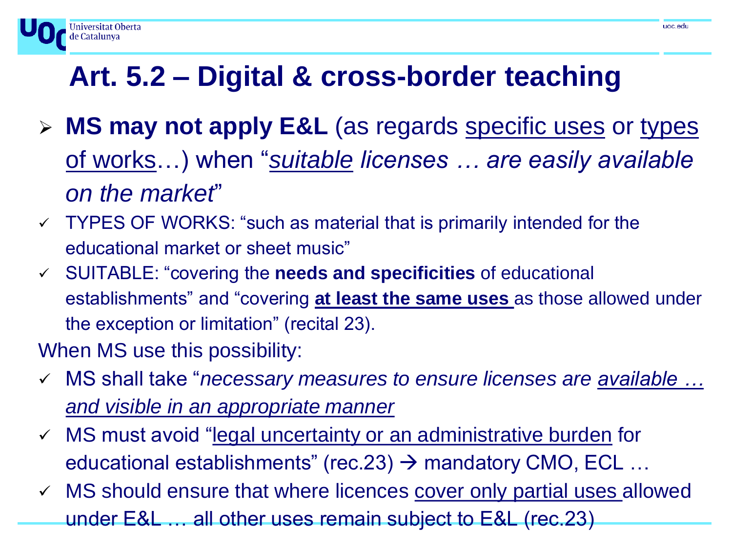# Art. 5.2 – Digital & cross-border teaching

- **MS may not apply E&L** (as regards <u>specific uses</u> or <u>types of works</u>…) when "*<u>suitable</u> licenses … are easily available on the market*"
  - ✓ TYPES OF WORKS: "such as material that is primarily intended for the educational market or sheet music"
  - ✓ SUITABLE: "covering the **needs and specificities** of educational establishments" and "covering **<u>at least the same uses</u>** as those allowed under the exception or limitation" (recital 23).

When MS use this possibility:

- ✓ MS shall take "*necessary measures to ensure licenses are <u>available … and visible in an appropriate manner</u>*"
- ✓ MS must avoid "<u>legal uncertainty or an administrative burden</u> for educational establishments" (rec.23) → mandatory CMO, ECL …
- ✓ MS should ensure that where licences <u>cover only partial uses</u> allowed under E&L … all other uses remain subject to E&L (rec.23)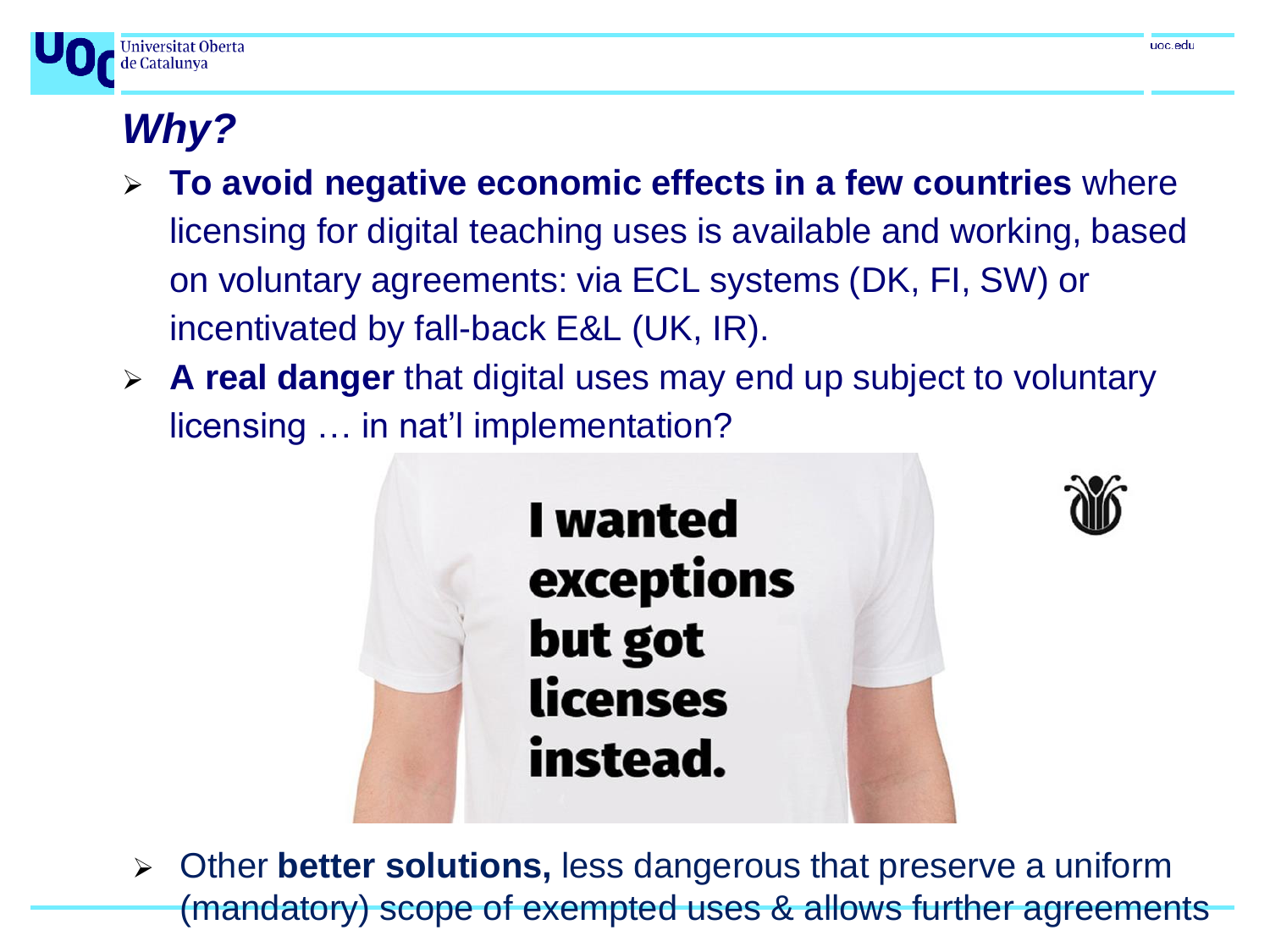## *Why?*

- **To avoid negative economic effects in a few countries** where licensing for digital teaching uses is available and working, based on voluntary agreements: via ECL systems (DK, FI, SW) or incentivated by fall-back E&L (UK, IR).
- **A real danger** that digital uses may end up subject to voluntary licensing … in nat'l implementation?

I wanted exceptions but got licenses instead.

- Other **better solutions,** less dangerous that preserve a uniform (mandatory) scope of exempted uses & allows further agreements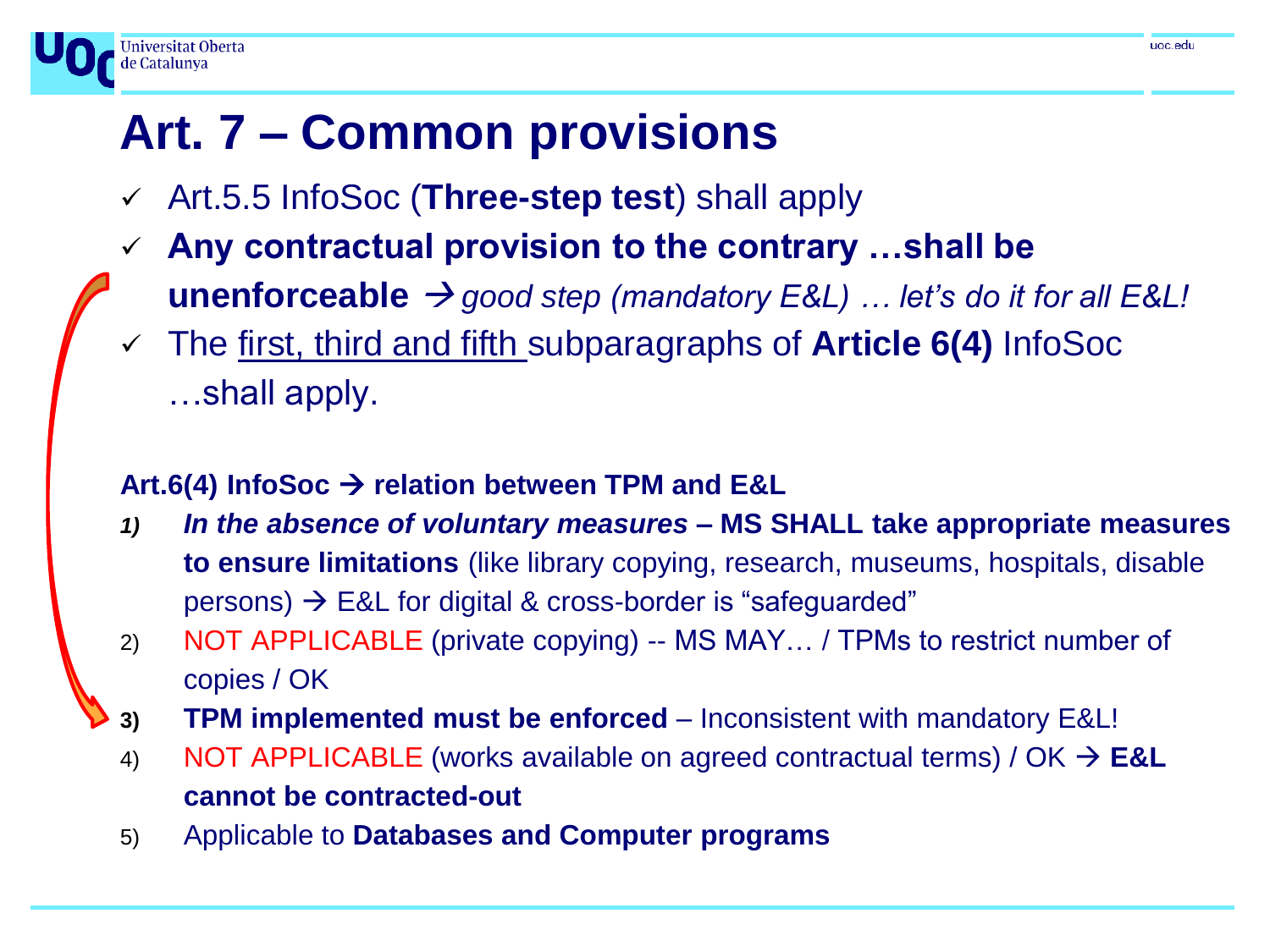# Art. 7 – Common provisions

- ✓ Art.5.5 InfoSoc (**Three-step test**) shall apply
- ✓ **Any contractual provision to the contrary …shall be unenforceable** → *good step (mandatory E&L) … let's do it for all E&L!*
- ✓ The first, third and fifth subparagraphs of **Article 6(4)** InfoSoc …shall apply.

**Art.6(4) InfoSoc → relation between TPM and E&L**

1) ***In the absence of voluntary measures*** **– MS SHALL take appropriate measures to ensure limitations** (like library copying, research, museums, hospitals, disable persons) → E&L for digital & cross-border is "safeguarded"
2) NOT APPLICABLE (private copying) -- MS MAY… / TPMs to restrict number of copies / OK
3) **TPM implemented must be enforced** – Inconsistent with mandatory E&L!
4) NOT APPLICABLE (works available on agreed contractual terms) / OK → **E&L cannot be contracted-out**
5) Applicable to **Databases and Computer programs**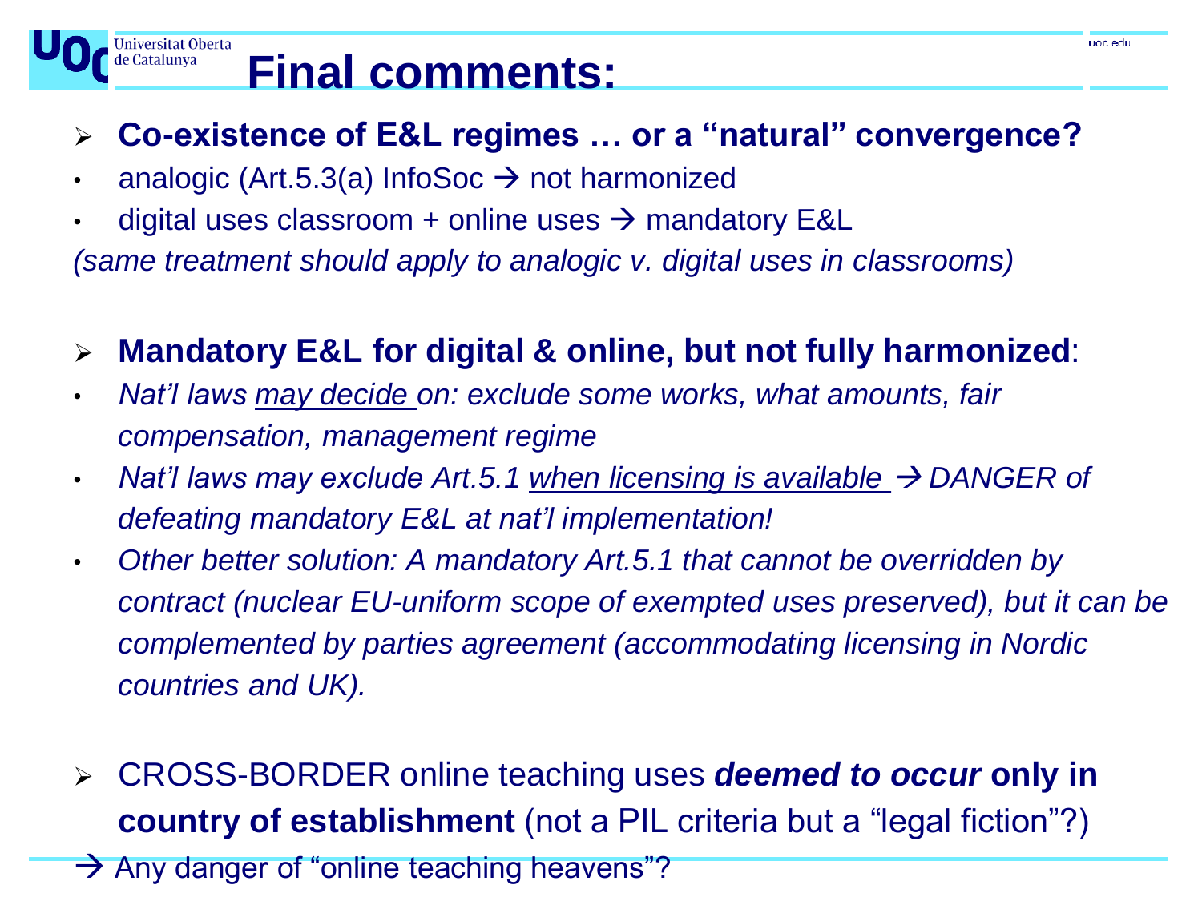# Final comments:

- **Co-existence of E&L regimes … or a "natural" convergence?**
- analogic (Art.5.3(a) InfoSoc → not harmonized
- digital uses classroom + online uses → mandatory E&L

*(same treatment should apply to analogic v. digital uses in classrooms)*

- **Mandatory E&L for digital & online, but not fully harmonized**:
- *Nat'l laws <u>may decide</u> on: exclude some works, what amounts, fair compensation, management regime*
- *Nat'l laws may exclude Art.5.1 <u>when licensing is available</u> → DANGER of defeating mandatory E&L at nat'l implementation!*
- *Other better solution: A mandatory Art.5.1 that cannot be overridden by contract (nuclear EU-uniform scope of exempted uses preserved), but it can be complemented by parties agreement (accommodating licensing in Nordic countries and UK).*

- CROSS-BORDER online teaching uses ***deemed to occur*** **only in country of establishment** (not a PIL criteria but a "legal fiction"?)

→ Any danger of "online teaching heavens"?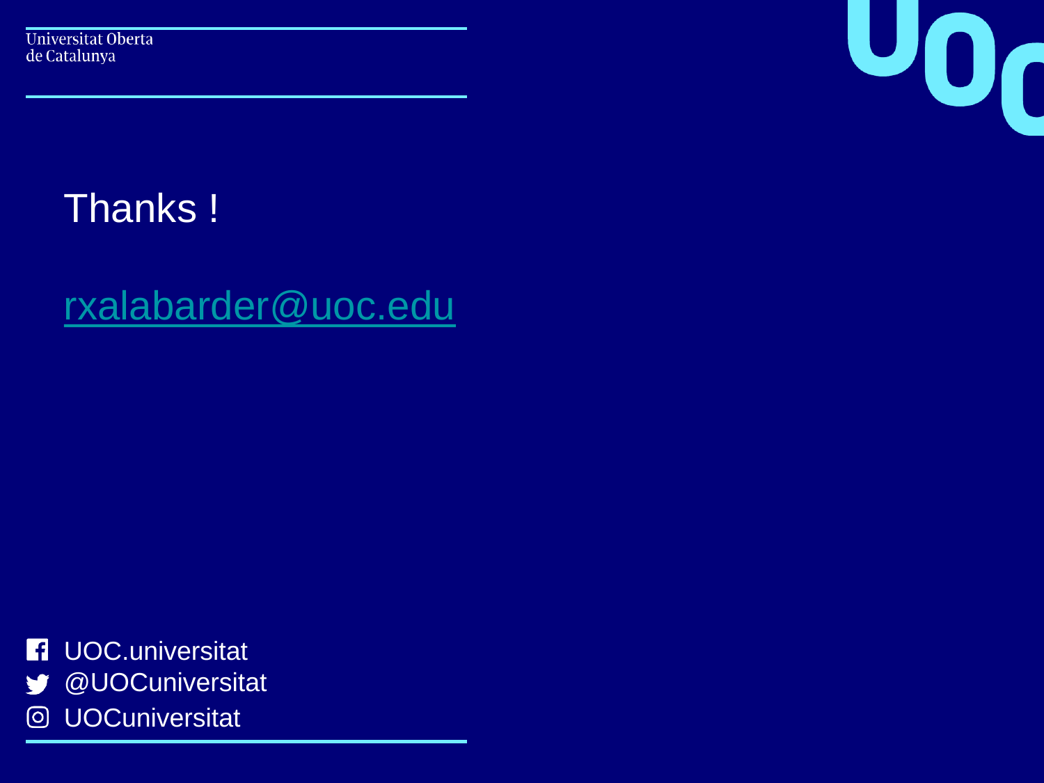Universitat Oberta de Catalunya

# Thanks !

rxalabarder@uoc.edu

UOC.universitat

@UOCuniversitat

UOCuniversitat